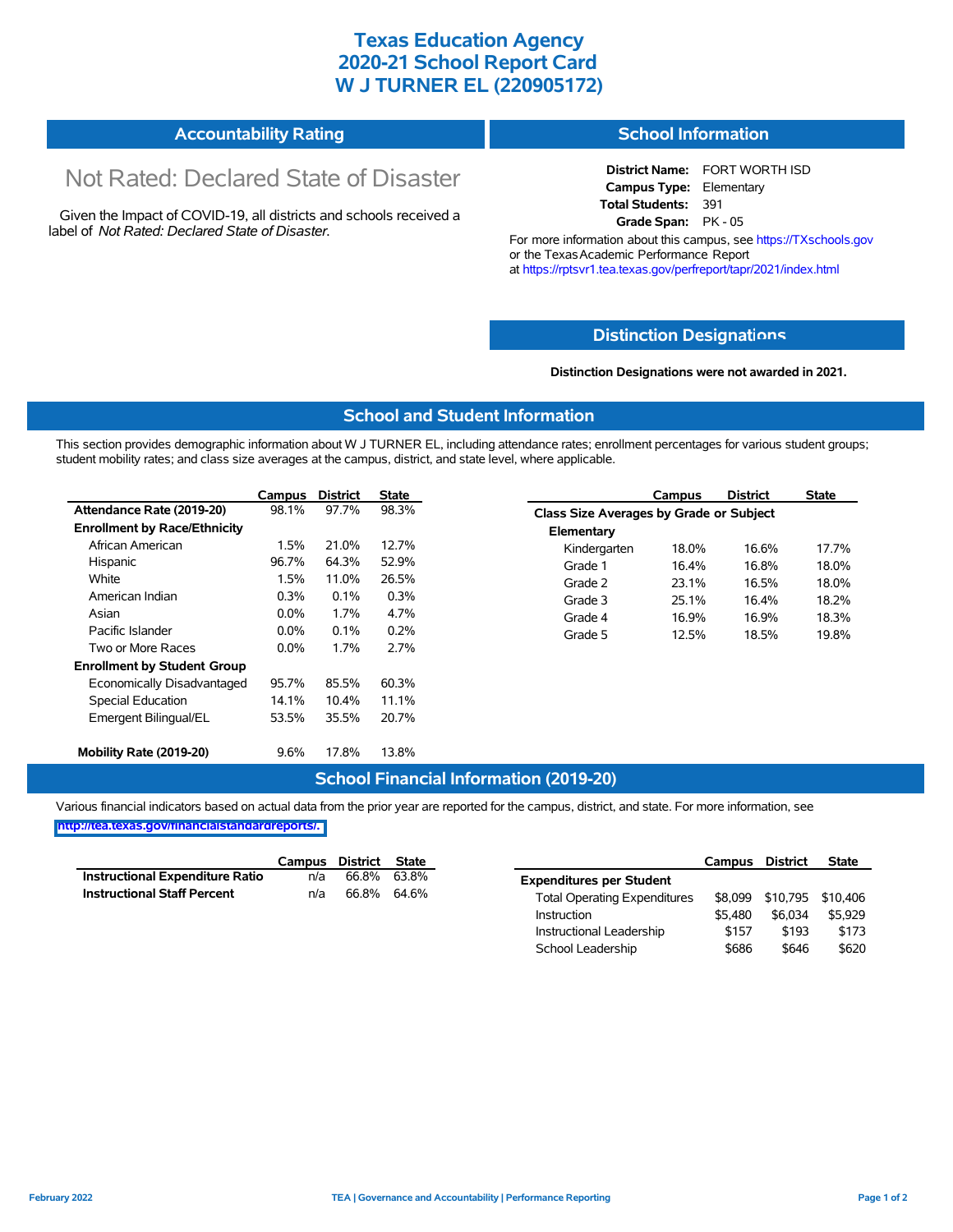# Texas Education Agency
# 2020-21 School Report Card
# W J TURNER EL (220905172)

## Accountability Rating

Not Rated: Declared State of Disaster

Given the Impact of COVID-19, all districts and schools received a label of *Not Rated: Declared State of Disaster*.

## School Information

**District Name:** FORT WORTH ISD
**Campus Type:** Elementary
**Total Students:** 391
**Grade Span:** PK - 05

For more information about this campus, see https://TXschools.gov or the Texas Academic Performance Report at https://rptsvr1.tea.texas.gov/perfreport/tapr/2021/index.html

## Distinction Designations

**Distinction Designations were not awarded in 2021.**

## School and Student Information

This section provides demographic information about W J TURNER EL, including attendance rates; enrollment percentages for various student groups; student mobility rates; and class size averages at the campus, district, and state level, where applicable.

| | Campus | District | State |
|---|---|---|---|
| **Attendance Rate (2019-20)** | 98.1% | 97.7% | 98.3% |
| **Enrollment by Race/Ethnicity** | | | |
| African American | 1.5% | 21.0% | 12.7% |
| Hispanic | 96.7% | 64.3% | 52.9% |
| White | 1.5% | 11.0% | 26.5% |
| American Indian | 0.3% | 0.1% | 0.3% |
| Asian | 0.0% | 1.7% | 4.7% |
| Pacific Islander | 0.0% | 0.1% | 0.2% |
| Two or More Races | 0.0% | 1.7% | 2.7% |
| **Enrollment by Student Group** | | | |
| Economically Disadvantaged | 95.7% | 85.5% | 60.3% |
| Special Education | 14.1% | 10.4% | 11.1% |
| Emergent Bilingual/EL | 53.5% | 35.5% | 20.7% |
| **Mobility Rate (2019-20)** | 9.6% | 17.8% | 13.8% |

| | Campus | District | State |
|---|---|---|---|
| **Class Size Averages by Grade or Subject** | | | |
| **Elementary** | | | |
| Kindergarten | 18.0% | 16.6% | 17.7% |
| Grade 1 | 16.4% | 16.8% | 18.0% |
| Grade 2 | 23.1% | 16.5% | 18.0% |
| Grade 3 | 25.1% | 16.4% | 18.2% |
| Grade 4 | 16.9% | 16.9% | 18.3% |
| Grade 5 | 12.5% | 18.5% | 19.8% |

## School Financial Information (2019-20)

Various financial indicators based on actual data from the prior year are reported for the campus, district, and state. For more information, see http://tea.texas.gov/financialstandardreports/.

| | Campus | District | State |
|---|---|---|---|
| **Instructional Expenditure Ratio** | n/a | 66.8% | 63.8% |
| **Instructional Staff Percent** | n/a | 66.8% | 64.6% |

| | Campus | District | State |
|---|---|---|---|
| **Expenditures per Student** | | | |
| Total Operating Expenditures | $8,099 | $10,795 | $10,406 |
| Instruction | $5,480 | $6,034 | $5,929 |
| Instructional Leadership | $157 | $193 | $173 |
| School Leadership | $686 | $646 | $620 |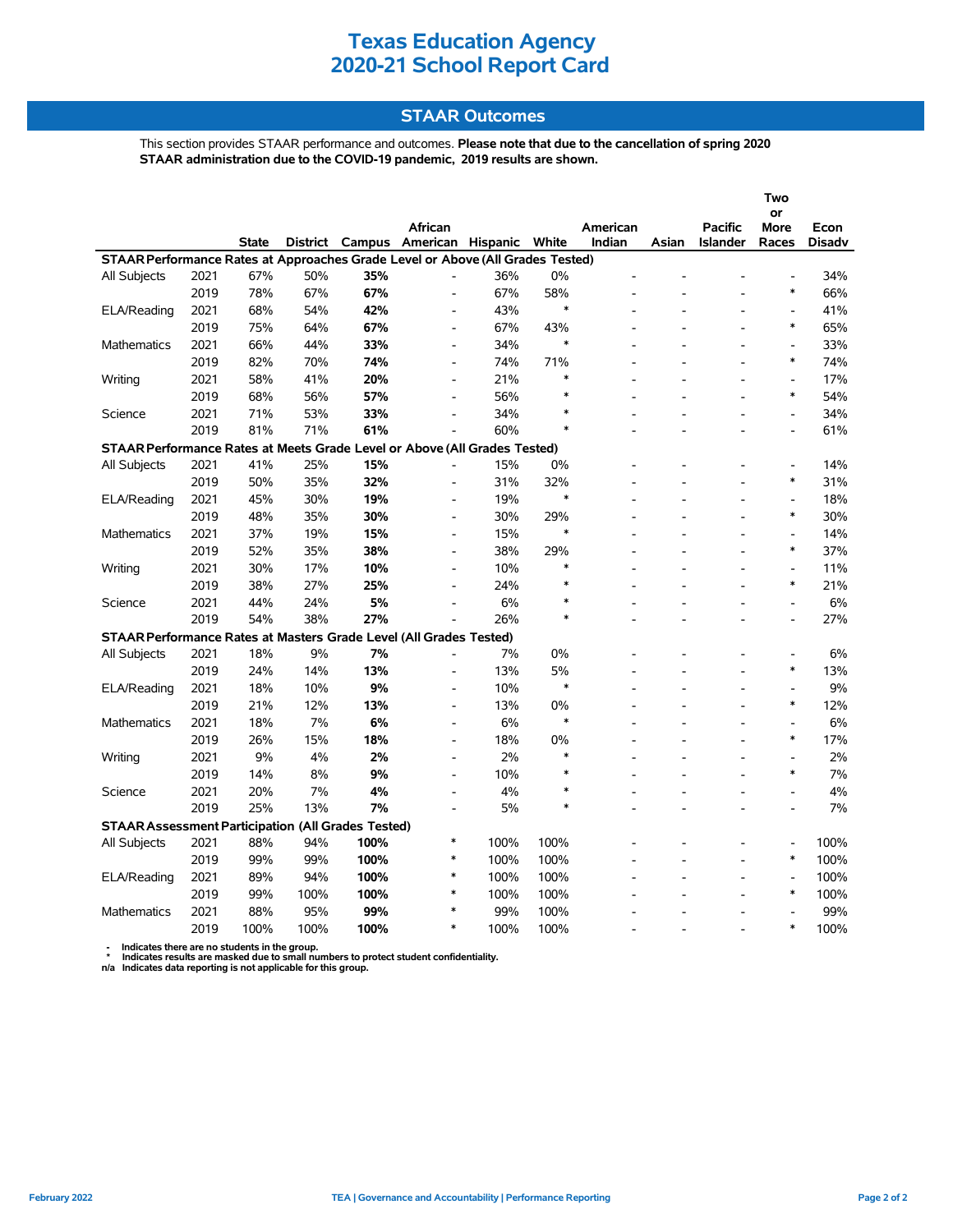# Texas Education Agency
# 2020-21 School Report Card

## STAAR Outcomes

This section provides STAAR performance and outcomes. **Please note that due to the cancellation of spring 2020 STAAR administration due to the COVID-19 pandemic, 2019 results are shown.**

| | | State | District | Campus | African American | Hispanic | White | American Indian | Asian | Pacific Islander | Two or More Races | Econ Disadv |
|---|---|---|---|---|---|---|---|---|---|---|---|---|
| **STAAR Performance Rates at Approaches Grade Level or Above (All Grades Tested)** | | | | | | | | | | | | |
| All Subjects | 2021 | 67% | 50% | **35%** | - | 36% | 0% | - | - | - | - | 34% |
| | 2019 | 78% | 67% | **67%** | - | 67% | 58% | - | - | - | * | 66% |
| ELA/Reading | 2021 | 68% | 54% | **42%** | - | 43% | * | - | - | - | - | 41% |
| | 2019 | 75% | 64% | **67%** | - | 67% | 43% | - | - | - | * | 65% |
| Mathematics | 2021 | 66% | 44% | **33%** | - | 34% | * | - | - | - | - | 33% |
| | 2019 | 82% | 70% | **74%** | - | 74% | 71% | - | - | - | * | 74% |
| Writing | 2021 | 58% | 41% | **20%** | - | 21% | * | - | - | - | - | 17% |
| | 2019 | 68% | 56% | **57%** | - | 56% | * | - | - | - | * | 54% |
| Science | 2021 | 71% | 53% | **33%** | - | 34% | * | - | - | - | - | 34% |
| | 2019 | 81% | 71% | **61%** | - | 60% | * | - | - | - | - | 61% |
| **STAAR Performance Rates at Meets Grade Level or Above (All Grades Tested)** | | | | | | | | | | | | |
| All Subjects | 2021 | 41% | 25% | **15%** | - | 15% | 0% | - | - | - | - | 14% |
| | 2019 | 50% | 35% | **32%** | - | 31% | 32% | - | - | - | * | 31% |
| ELA/Reading | 2021 | 45% | 30% | **19%** | - | 19% | * | - | - | - | - | 18% |
| | 2019 | 48% | 35% | **30%** | - | 30% | 29% | - | - | - | * | 30% |
| Mathematics | 2021 | 37% | 19% | **15%** | - | 15% | * | - | - | - | - | 14% |
| | 2019 | 52% | 35% | **38%** | - | 38% | 29% | - | - | - | * | 37% |
| Writing | 2021 | 30% | 17% | **10%** | - | 10% | * | - | - | - | - | 11% |
| | 2019 | 38% | 27% | **25%** | - | 24% | * | - | - | - | * | 21% |
| Science | 2021 | 44% | 24% | **5%** | - | 6% | * | - | - | - | - | 6% |
| | 2019 | 54% | 38% | **27%** | - | 26% | * | - | - | - | - | 27% |
| **STAAR Performance Rates at Masters Grade Level (All Grades Tested)** | | | | | | | | | | | | |
| All Subjects | 2021 | 18% | 9% | **7%** | - | 7% | 0% | - | - | - | - | 6% |
| | 2019 | 24% | 14% | **13%** | - | 13% | 5% | - | - | - | * | 13% |
| ELA/Reading | 2021 | 18% | 10% | **9%** | - | 10% | * | - | - | - | - | 9% |
| | 2019 | 21% | 12% | **13%** | - | 13% | 0% | - | - | - | * | 12% |
| Mathematics | 2021 | 18% | 7% | **6%** | - | 6% | * | - | - | - | - | 6% |
| | 2019 | 26% | 15% | **18%** | - | 18% | 0% | - | - | - | * | 17% |
| Writing | 2021 | 9% | 4% | **2%** | - | 2% | * | - | - | - | - | 2% |
| | 2019 | 14% | 8% | **9%** | - | 10% | * | - | - | - | * | 7% |
| Science | 2021 | 20% | 7% | **4%** | - | 4% | * | - | - | - | - | 4% |
| | 2019 | 25% | 13% | **7%** | - | 5% | * | - | - | - | - | 7% |
| **STAAR Assessment Participation (All Grades Tested)** | | | | | | | | | | | | |
| All Subjects | 2021 | 88% | 94% | **100%** | * | 100% | 100% | - | - | - | - | 100% |
| | 2019 | 99% | 99% | **100%** | * | 100% | 100% | - | - | - | * | 100% |
| ELA/Reading | 2021 | 89% | 94% | **100%** | * | 100% | 100% | - | - | - | - | 100% |
| | 2019 | 99% | 100% | **100%** | * | 100% | 100% | - | - | - | * | 100% |
| Mathematics | 2021 | 88% | 95% | **99%** | * | 99% | 100% | - | - | - | - | 99% |
| | 2019 | 100% | 100% | **100%** | * | 100% | 100% | - | - | - | * | 100% |

- Indicates there are no students in the group.
\* Indicates results are masked due to small numbers to protect student confidentiality.
n/a Indicates data reporting is not applicable for this group.